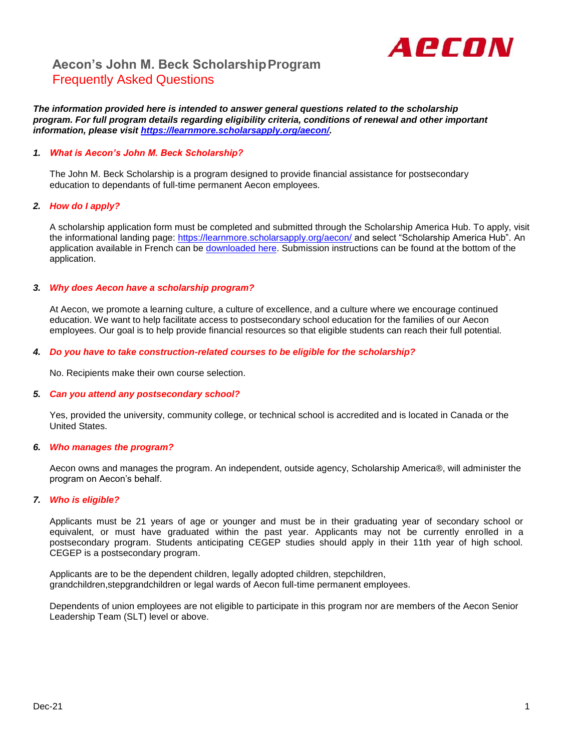# Aecon's John M. Beck Scholarship Program

## Frequently Asked Questions

***The information provided here is intended to answer general questions related to the scholarship program. For full program details regarding eligibility criteria, conditions of renewal and other important information, please visit [https://learnmore.scholarsapply.org/aecon/](https://learnmore.scholarsapply.org/aecon/).***

### *1. What is Aecon's John M. Beck Scholarship?*

The John M. Beck Scholarship is a program designed to provide financial assistance for postsecondary education to dependants of full-time permanent Aecon employees.

### *2. How do I apply?*

A scholarship application form must be completed and submitted through the Scholarship America Hub. To apply, visit the informational landing page: [https://learnmore.scholarsapply.org/aecon/](https://learnmore.scholarsapply.org/aecon/) and select "Scholarship America Hub". An application available in French can be downloaded here. Submission instructions can be found at the bottom of the application.

### *3. Why does Aecon have a scholarship program?*

At Aecon, we promote a learning culture, a culture of excellence, and a culture where we encourage continued education. We want to help facilitate access to postsecondary school education for the families of our Aecon employees. Our goal is to help provide financial resources so that eligible students can reach their full potential.

### *4. Do you have to take construction-related courses to be eligible for the scholarship?*

No. Recipients make their own course selection.

### *5. Can you attend any postsecondary school?*

Yes, provided the university, community college, or technical school is accredited and is located in Canada or the United States.

### *6. Who manages the program?*

Aecon owns and manages the program. An independent, outside agency, Scholarship America®, will administer the program on Aecon's behalf.

### *7. Who is eligible?*

Applicants must be 21 years of age or younger and must be in their graduating year of secondary school or equivalent, or must have graduated within the past year. Applicants may not be currently enrolled in a postsecondary program. Students anticipating CEGEP studies should apply in their 11th year of high school. CEGEP is a postsecondary program.

Applicants are to be the dependent children, legally adopted children, stepchildren, grandchildren,stepgrandchildren or legal wards of Aecon full-time permanent employees.

Dependents of union employees are not eligible to participate in this program nor are members of the Aecon Senior Leadership Team (SLT) level or above.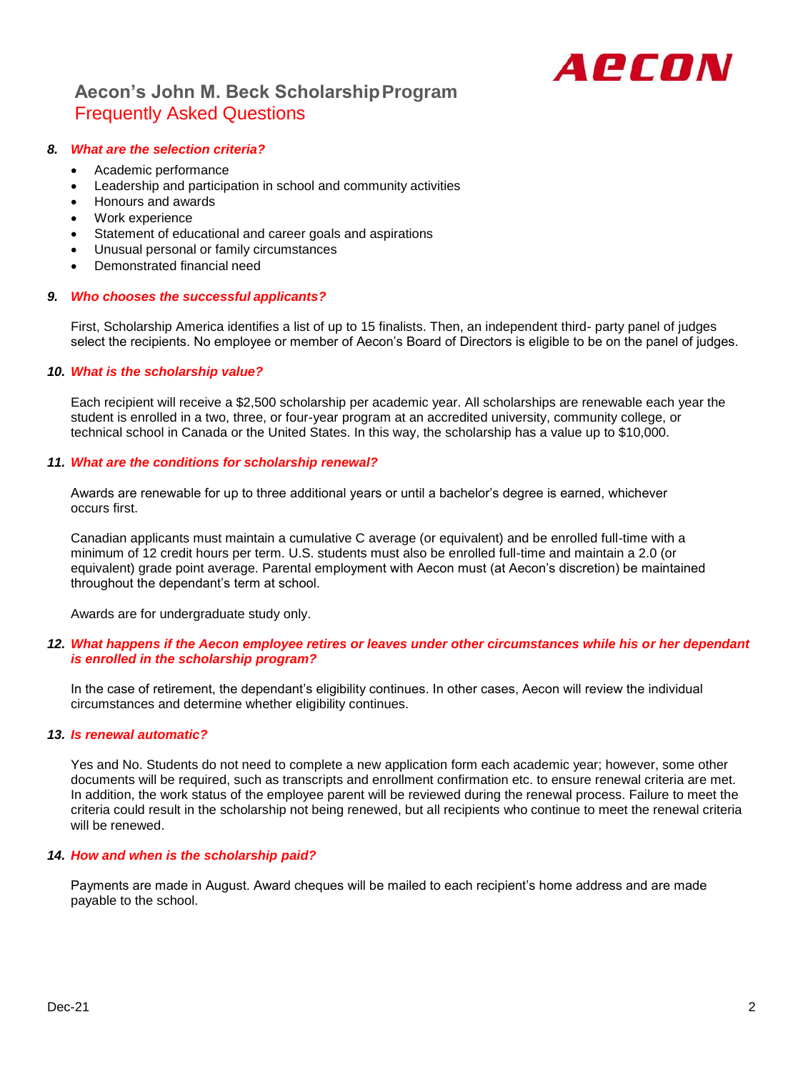## Aecon's John M. Beck Scholarship Program
### Frequently Asked Questions

**8. *What are the selection criteria?***

- Academic performance
- Leadership and participation in school and community activities
- Honours and awards
- Work experience
- Statement of educational and career goals and aspirations
- Unusual personal or family circumstances
- Demonstrated financial need

**9. *Who chooses the successful applicants?***

First, Scholarship America identifies a list of up to 15 finalists. Then, an independent third- party panel of judges select the recipients. No employee or member of Aecon's Board of Directors is eligible to be on the panel of judges.

**10. *What is the scholarship value?***

Each recipient will receive a $2,500 scholarship per academic year. All scholarships are renewable each year the student is enrolled in a two, three, or four-year program at an accredited university, community college, or technical school in Canada or the United States. In this way, the scholarship has a value up to $10,000.

**11. *What are the conditions for scholarship renewal?***

Awards are renewable for up to three additional years or until a bachelor's degree is earned, whichever occurs first.

Canadian applicants must maintain a cumulative C average (or equivalent) and be enrolled full-time with a minimum of 12 credit hours per term. U.S. students must also be enrolled full-time and maintain a 2.0 (or equivalent) grade point average. Parental employment with Aecon must (at Aecon's discretion) be maintained throughout the dependant's term at school.

Awards are for undergraduate study only.

**12. *What happens if the Aecon employee retires or leaves under other circumstances while his or her dependant is enrolled in the scholarship program?***

In the case of retirement, the dependant's eligibility continues. In other cases, Aecon will review the individual circumstances and determine whether eligibility continues.

**13. *Is renewal automatic?***

Yes and No. Students do not need to complete a new application form each academic year; however, some other documents will be required, such as transcripts and enrollment confirmation etc. to ensure renewal criteria are met. In addition, the work status of the employee parent will be reviewed during the renewal process. Failure to meet the criteria could result in the scholarship not being renewed, but all recipients who continue to meet the renewal criteria will be renewed.

**14. *How and when is the scholarship paid?***

Payments are made in August. Award cheques will be mailed to each recipient's home address and are made payable to the school.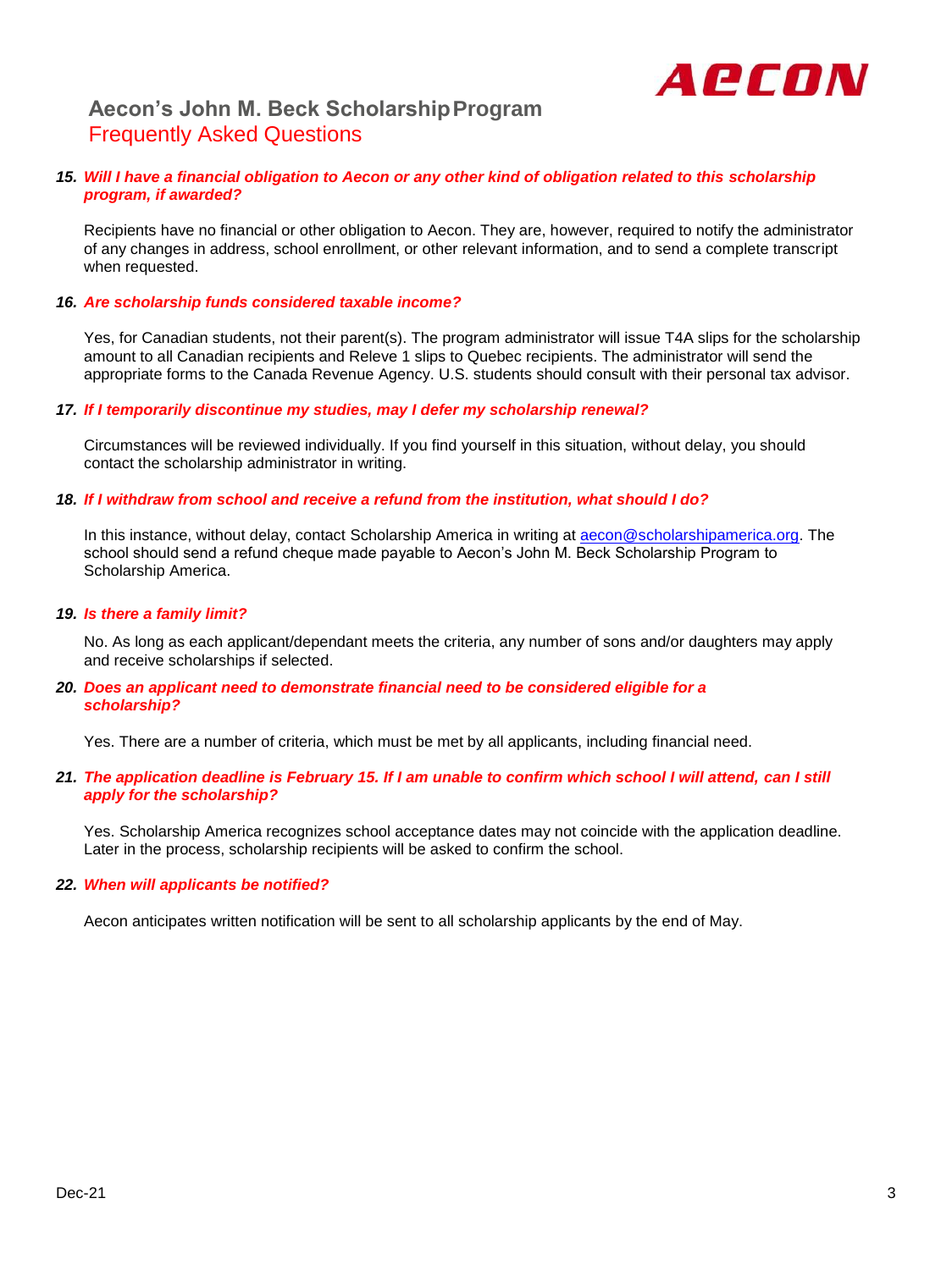## Aecon's John M. Beck Scholarship Program
### Frequently Asked Questions

***15. Will I have a financial obligation to Aecon or any other kind of obligation related to this scholarship program, if awarded?***

Recipients have no financial or other obligation to Aecon. They are, however, required to notify the administrator of any changes in address, school enrollment, or other relevant information, and to send a complete transcript when requested.

***16. Are scholarship funds considered taxable income?***

Yes, for Canadian students, not their parent(s). The program administrator will issue T4A slips for the scholarship amount to all Canadian recipients and Releve 1 slips to Quebec recipients. The administrator will send the appropriate forms to the Canada Revenue Agency. U.S. students should consult with their personal tax advisor.

***17. If I temporarily discontinue my studies, may I defer my scholarship renewal?***

Circumstances will be reviewed individually. If you find yourself in this situation, without delay, you should contact the scholarship administrator in writing.

***18. If I withdraw from school and receive a refund from the institution, what should I do?***

In this instance, without delay, contact Scholarship America in writing at aecon@scholarshipamerica.org. The school should send a refund cheque made payable to Aecon's John M. Beck Scholarship Program to Scholarship America.

***19. Is there a family limit?***

No. As long as each applicant/dependant meets the criteria, any number of sons and/or daughters may apply and receive scholarships if selected.

***20. Does an applicant need to demonstrate financial need to be considered eligible for a scholarship?***

Yes. There are a number of criteria, which must be met by all applicants, including financial need.

***21. The application deadline is February 15. If I am unable to confirm which school I will attend, can I still apply for the scholarship?***

Yes. Scholarship America recognizes school acceptance dates may not coincide with the application deadline. Later in the process, scholarship recipients will be asked to confirm the school.

***22. When will applicants be notified?***

Aecon anticipates written notification will be sent to all scholarship applicants by the end of May.